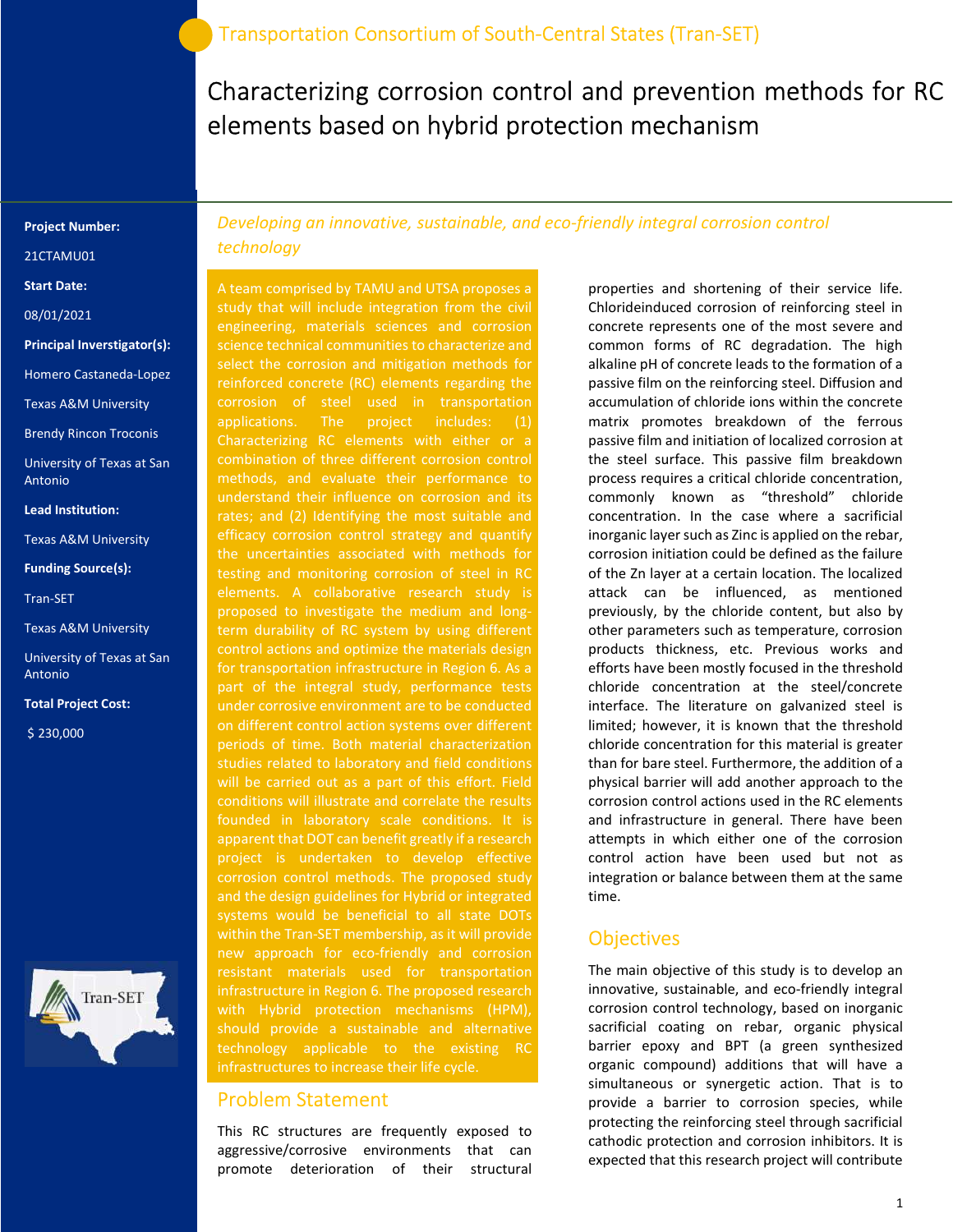Transportation Consortium of South-Central States (Tran-SET)

# Characterizing corrosion control and prevention methods for RC elements based on hybrid protection mechanism

**Project Number:**

21CTAMU01

**Start Date:**

08/01/2021

**Principal Inverstigator(s):**

Homero Castaneda-Lopez

Texas A&M University

Brendy Rincon Troconis

University of Texas at San Antonio

**Lead Institution:**

Texas A&M University

**Funding Source(s):**

Tran-SET

Texas A&M University

University of Texas at San Antonio

**Total Project Cost:**

$ 230,000

*Developing an innovative, sustainable, and eco-friendly integral corrosion control technology*

A team comprised by TAMU and UTSA proposes a study that will include integration from the civil engineering, materials sciences and corrosion science technical communities to characterize and select the corrosion and mitigation methods for reinforced concrete (RC) elements regarding the corrosion of steel used in transportation applications. The project includes: (1) Characterizing RC elements with either or a combination of three different corrosion control methods, and evaluate their performance to understand their influence on corrosion and its rates; and (2) Identifying the most suitable and efficacy corrosion control strategy and quantify the uncertainties associated with methods for testing and monitoring corrosion of steel in RC elements. A collaborative research study is proposed to investigate the medium and long-term durability of RC system by using different control actions and optimize the materials design for transportation infrastructure in Region 6. As a part of the integral study, performance tests under corrosive environment are to be conducted on different control action systems over different periods of time. Both material characterization studies related to laboratory and field conditions will be carried out as a part of this effort. Field conditions will illustrate and correlate the results founded in laboratory scale conditions. It is apparent that DOT can benefit greatly if a research project is undertaken to develop effective corrosion control methods. The proposed study and the design guidelines for Hybrid or integrated systems would be beneficial to all state DOTs within the Tran-SET membership, as it will provide new approach for eco-friendly and corrosion resistant materials used for transportation infrastructure in Region 6. The proposed research with Hybrid protection mechanisms (HPM), should provide a sustainable and alternative technology applicable to the existing RC infrastructures to increase their life cycle.

## Problem Statement

This RC structures are frequently exposed to aggressive/corrosive environments that can promote deterioration of their structural properties and shortening of their service life. Chlorideinduced corrosion of reinforcing steel in concrete represents one of the most severe and common forms of RC degradation. The high alkaline pH of concrete leads to the formation of a passive film on the reinforcing steel. Diffusion and accumulation of chloride ions within the concrete matrix promotes breakdown of the ferrous passive film and initiation of localized corrosion at the steel surface. This passive film breakdown process requires a critical chloride concentration, commonly known as "threshold" chloride concentration. In the case where a sacrificial inorganic layer such as Zinc is applied on the rebar, corrosion initiation could be defined as the failure of the Zn layer at a certain location. The localized attack can be influenced, as mentioned previously, by the chloride content, but also by other parameters such as temperature, corrosion products thickness, etc. Previous works and efforts have been mostly focused in the threshold chloride concentration at the steel/concrete interface. The literature on galvanized steel is limited; however, it is known that the threshold chloride concentration for this material is greater than for bare steel. Furthermore, the addition of a physical barrier will add another approach to the corrosion control actions used in the RC elements and infrastructure in general. There have been attempts in which either one of the corrosion control action have been used but not as integration or balance between them at the same time.

## Objectives

The main objective of this study is to develop an innovative, sustainable, and eco-friendly integral corrosion control technology, based on inorganic sacrificial coating on rebar, organic physical barrier epoxy and BPT (a green synthesized organic compound) additions that will have a simultaneous or synergetic action. That is to provide a barrier to corrosion species, while protecting the reinforcing steel through sacrificial cathodic protection and corrosion inhibitors. It is expected that this research project will contribute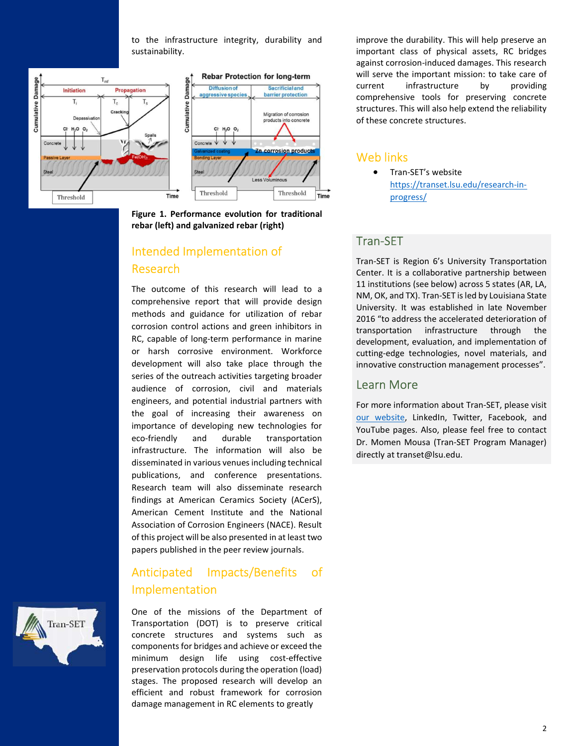to the infrastructure integrity, durability and sustainability.

Initiation

Propagation

$T_{mf}$

$T_i$

$T_c$

$T_s$

Depassivation

Cracking

Cl⁻ $H_2O$ $O_2$

Spalls

Concrete

Passive Layer

$Fe(OH)_3$

Steel

Threshold

Time

Cumulative Damage

Rebar Protection for long-term

Diffusion of aggressive species

Sacrificial and barrier protection

Migration of corrosion products into concrete

Cl⁻ $H_2O$ $O_2$

Concrete

Galvanized coating

Bonding Layer

Zn corrosion products

Steel

Less Voluminous

Threshold

Threshold

Time

Cumulative Damage

**Figure 1. Performance evolution for traditional rebar (left) and galvanized rebar (right)**

## Intended Implementation of Research

The outcome of this research will lead to a comprehensive report that will provide design methods and guidance for utilization of rebar corrosion control actions and green inhibitors in RC, capable of long-term performance in marine or harsh corrosive environment. Workforce development will also take place through the series of the outreach activities targeting broader audience of corrosion, civil and materials engineers, and potential industrial partners with the goal of increasing their awareness on importance of developing new technologies for eco-friendly and durable transportation infrastructure. The information will also be disseminated in various venues including technical publications, and conference presentations. Research team will also disseminate research findings at American Ceramics Society (ACerS), American Cement Institute and the National Association of Corrosion Engineers (NACE). Result of this project will be also presented in at least two papers published in the peer review journals.

## Anticipated Impacts/Benefits of Implementation

One of the missions of the Department of Transportation (DOT) is to preserve critical concrete structures and systems such as components for bridges and achieve or exceed the minimum design life using cost-effective preservation protocols during the operation (load) stages. The proposed research will develop an efficient and robust framework for corrosion damage management in RC elements to greatly improve the durability. This will help preserve an important class of physical assets, RC bridges against corrosion-induced damages. This research will serve the important mission: to take care of current infrastructure by providing comprehensive tools for preserving concrete structures. This will also help extend the reliability of these concrete structures.

## Web links

- Tran-SET's website https://transet.lsu.edu/research-in-progress/

## Tran-SET

Tran-SET is Region 6's University Transportation Center. It is a collaborative partnership between 11 institutions (see below) across 5 states (AR, LA, NM, OK, and TX). Tran-SET is led by Louisiana State University. It was established in late November 2016 "to address the accelerated deterioration of transportation infrastructure through the development, evaluation, and implementation of cutting-edge technologies, novel materials, and innovative construction management processes".

## Learn More

For more information about Tran-SET, please visit our website, LinkedIn, Twitter, Facebook, and YouTube pages. Also, please feel free to contact Dr. Momen Mousa (Tran-SET Program Manager) directly at transet@lsu.edu.

Tran-SET